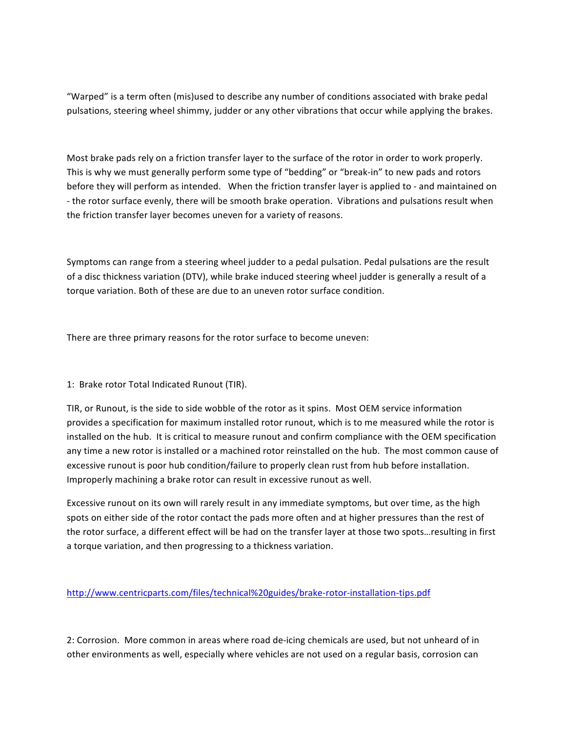"Warped" is a term often (mis)used to describe any number of conditions associated with brake pedal pulsations, steering wheel shimmy, judder or any other vibrations that occur while applying the brakes.

Most brake pads rely on a friction transfer layer to the surface of the rotor in order to work properly. This is why we must generally perform some type of "bedding" or "break-in" to new pads and rotors before they will perform as intended. When the friction transfer layer is applied to - and maintained on - the rotor surface evenly, there will be smooth brake operation. Vibrations and pulsations result when the friction transfer layer becomes uneven for a variety of reasons.

Symptoms can range from a steering wheel judder to a pedal pulsation. Pedal pulsations are the result of a disc thickness variation (DTV), while brake induced steering wheel judder is generally a result of a torque variation. Both of these are due to an uneven rotor surface condition.

There are three primary reasons for the rotor surface to become uneven:

1: Brake rotor Total Indicated Runout (TIR).

TIR, or Runout, is the side to side wobble of the rotor as it spins. Most OEM service information provides a specification for maximum installed rotor runout, which is to me measured while the rotor is installed on the hub. It is critical to measure runout and confirm compliance with the OEM specification any time a new rotor is installed or a machined rotor reinstalled on the hub. The most common cause of excessive runout is poor hub condition/failure to properly clean rust from hub before installation. Improperly machining a brake rotor can result in excessive runout as well.

Excessive runout on its own will rarely result in any immediate symptoms, but over time, as the high spots on either side of the rotor contact the pads more often and at higher pressures than the rest of the rotor surface, a different effect will be had on the transfer layer at those two spots…resulting in first a torque variation, and then progressing to a thickness variation.

http://www.centricparts.com/files/technical%20guides/brake-rotor-installation-tips.pdf

2: Corrosion. More common in areas where road de-icing chemicals are used, but not unheard of in other environments as well, especially where vehicles are not used on a regular basis, corrosion can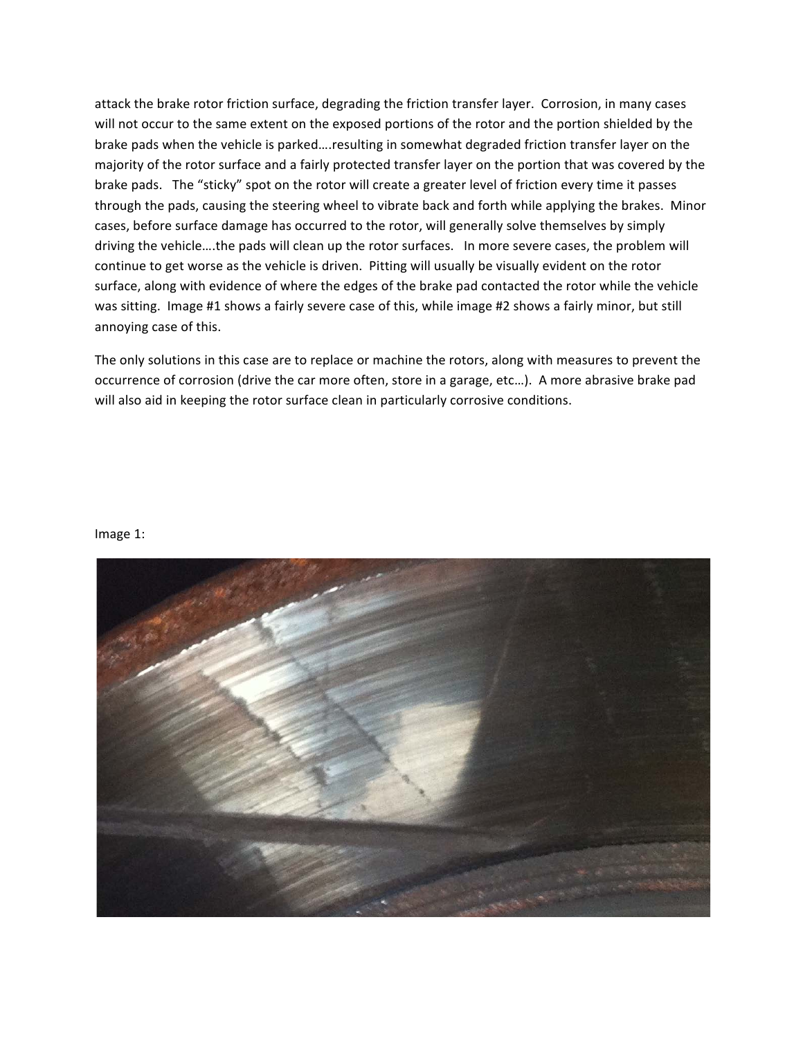attack the brake rotor friction surface, degrading the friction transfer layer. Corrosion, in many cases will not occur to the same extent on the exposed portions of the rotor and the portion shielded by the brake pads when the vehicle is parked….resulting in somewhat degraded friction transfer layer on the majority of the rotor surface and a fairly protected transfer layer on the portion that was covered by the brake pads. The "sticky" spot on the rotor will create a greater level of friction every time it passes through the pads, causing the steering wheel to vibrate back and forth while applying the brakes. Minor cases, before surface damage has occurred to the rotor, will generally solve themselves by simply driving the vehicle….the pads will clean up the rotor surfaces. In more severe cases, the problem will continue to get worse as the vehicle is driven. Pitting will usually be visually evident on the rotor surface, along with evidence of where the edges of the brake pad contacted the rotor while the vehicle was sitting. Image #1 shows a fairly severe case of this, while image #2 shows a fairly minor, but still annoying case of this.

The only solutions in this case are to replace or machine the rotors, along with measures to prevent the occurrence of corrosion (drive the car more often, store in a garage, etc…). A more abrasive brake pad will also aid in keeping the rotor surface clean in particularly corrosive conditions.

Image 1: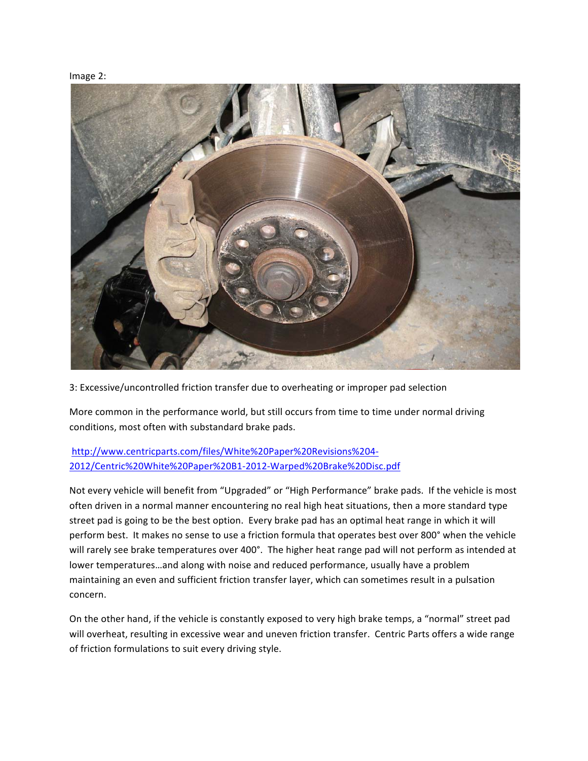Image 2:

3: Excessive/uncontrolled friction transfer due to overheating or improper pad selection

More common in the performance world, but still occurs from time to time under normal driving conditions, most often with substandard brake pads.

[http://www.centricparts.com/files/White%20Paper%20Revisions%204-2012/Centric%20White%20Paper%20B1-2012-Warped%20Brake%20Disc.pdf](http://www.centricparts.com/files/White%20Paper%20Revisions%204-2012/Centric%20White%20Paper%20B1-2012-Warped%20Brake%20Disc.pdf)

Not every vehicle will benefit from "Upgraded" or "High Performance" brake pads. If the vehicle is most often driven in a normal manner encountering no real high heat situations, then a more standard type street pad is going to be the best option. Every brake pad has an optimal heat range in which it will perform best. It makes no sense to use a friction formula that operates best over 800° when the vehicle will rarely see brake temperatures over 400°. The higher heat range pad will not perform as intended at lower temperatures…and along with noise and reduced performance, usually have a problem maintaining an even and sufficient friction transfer layer, which can sometimes result in a pulsation concern.

On the other hand, if the vehicle is constantly exposed to very high brake temps, a "normal" street pad will overheat, resulting in excessive wear and uneven friction transfer. Centric Parts offers a wide range of friction formulations to suit every driving style.